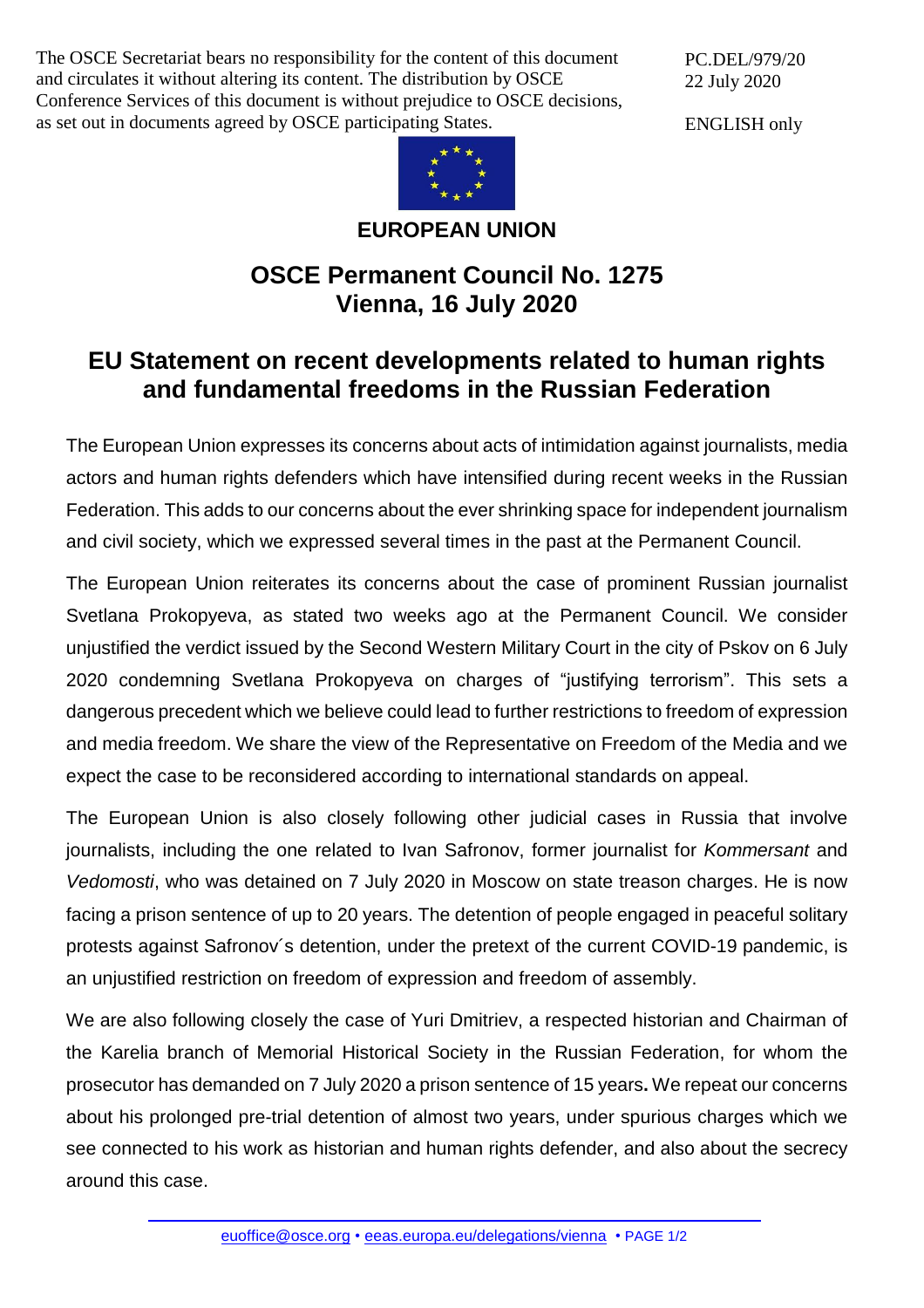The OSCE Secretariat bears no responsibility for the content of this document and circulates it without altering its content. The distribution by OSCE Conference Services of this document is without prejudice to OSCE decisions, as set out in documents agreed by OSCE participating States.

PC.DEL/979/20
22 July 2020

ENGLISH only

**EUROPEAN UNION**

# OSCE Permanent Council No. 1275
# Vienna, 16 July 2020

## EU Statement on recent developments related to human rights and fundamental freedoms in the Russian Federation

The European Union expresses its concerns about acts of intimidation against journalists, media actors and human rights defenders which have intensified during recent weeks in the Russian Federation. This adds to our concerns about the ever shrinking space for independent journalism and civil society, which we expressed several times in the past at the Permanent Council.

The European Union reiterates its concerns about the case of prominent Russian journalist Svetlana Prokopyeva, as stated two weeks ago at the Permanent Council. We consider unjustified the verdict issued by the Second Western Military Court in the city of Pskov on 6 July 2020 condemning Svetlana Prokopyeva on charges of "justifying terrorism". This sets a dangerous precedent which we believe could lead to further restrictions to freedom of expression and media freedom. We share the view of the Representative on Freedom of the Media and we expect the case to be reconsidered according to international standards on appeal.

The European Union is also closely following other judicial cases in Russia that involve journalists, including the one related to Ivan Safronov, former journalist for *Kommersant* and *Vedomosti*, who was detained on 7 July 2020 in Moscow on state treason charges. He is now facing a prison sentence of up to 20 years. The detention of people engaged in peaceful solitary protests against Safronov´s detention, under the pretext of the current COVID-19 pandemic, is an unjustified restriction on freedom of expression and freedom of assembly.

We are also following closely the case of Yuri Dmitriev, a respected historian and Chairman of the Karelia branch of Memorial Historical Society in the Russian Federation, for whom the prosecutor has demanded on 7 July 2020 a prison sentence of 15 years. We repeat our concerns about his prolonged pre-trial detention of almost two years, under spurious charges which we see connected to his work as historian and human rights defender, and also about the secrecy around this case.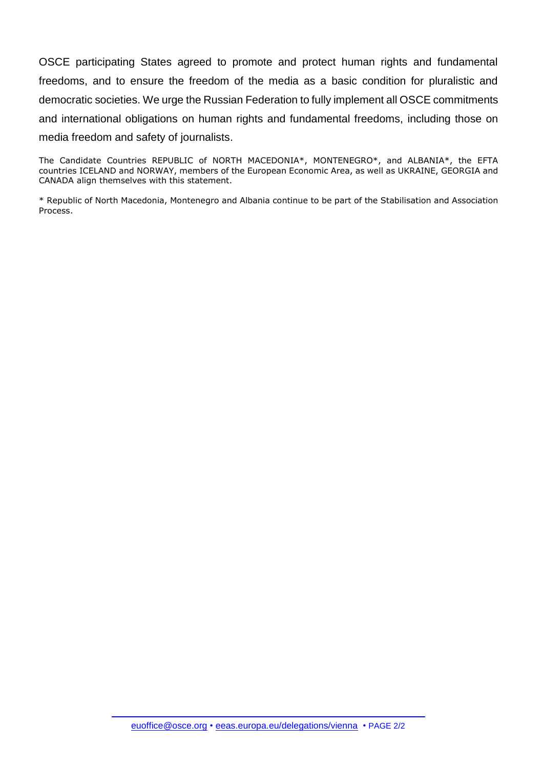OSCE participating States agreed to promote and protect human rights and fundamental freedoms, and to ensure the freedom of the media as a basic condition for pluralistic and democratic societies. We urge the Russian Federation to fully implement all OSCE commitments and international obligations on human rights and fundamental freedoms, including those on media freedom and safety of journalists.

The Candidate Countries REPUBLIC of NORTH MACEDONIA*, MONTENEGRO*, and ALBANIA*, the EFTA countries ICELAND and NORWAY, members of the European Economic Area, as well as UKRAINE, GEORGIA and CANADA align themselves with this statement.

* Republic of North Macedonia, Montenegro and Albania continue to be part of the Stabilisation and Association Process.